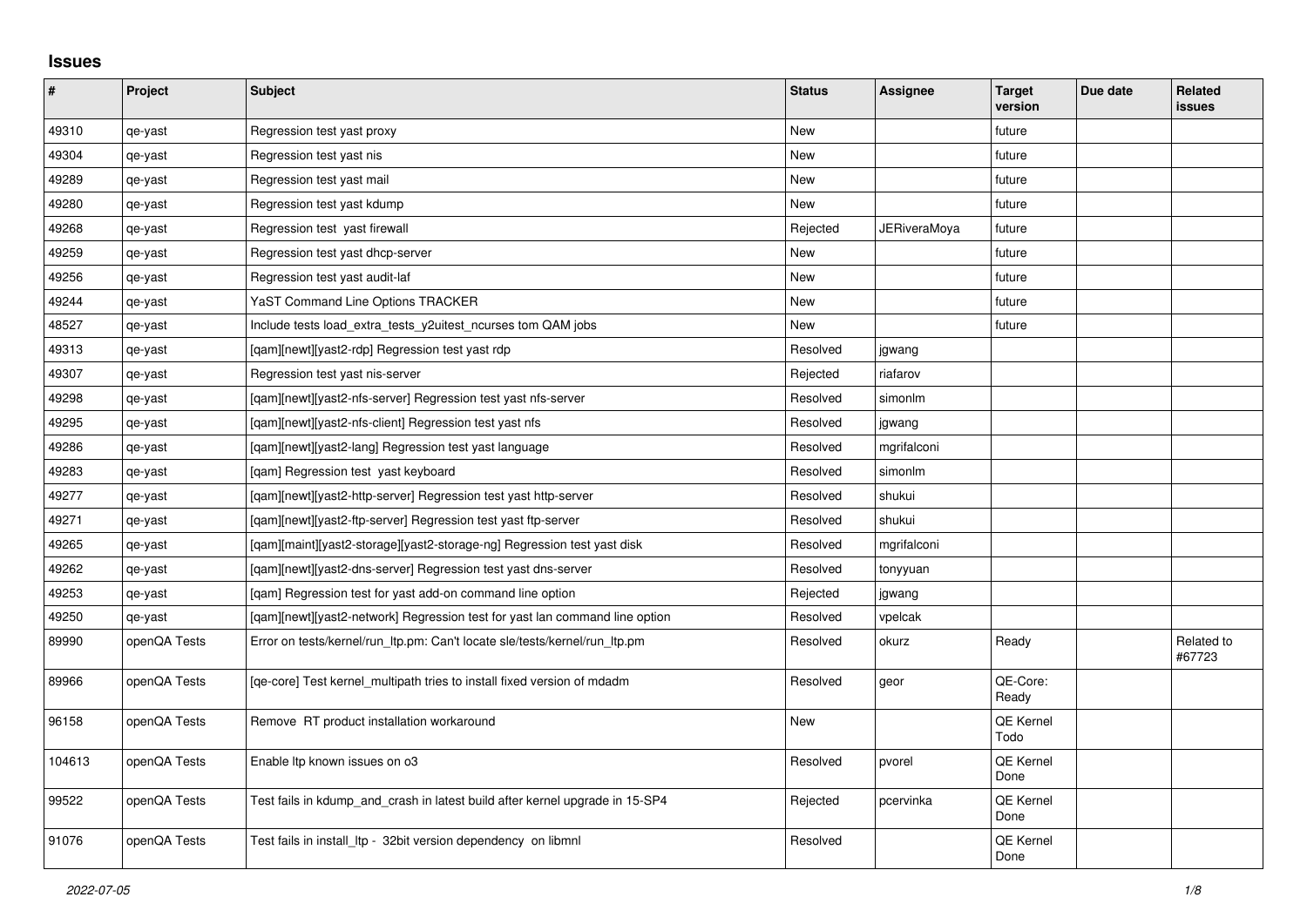# Issues

| # | Project | Subject | Status | Assignee | Target version | Due date | Related issues |
|---|---|---|---|---|---|---|---|
| 49310 | qe-yast | Regression test yast proxy | New | | future | | |
| 49304 | qe-yast | Regression test yast nis | New | | future | | |
| 49289 | qe-yast | Regression test yast mail | New | | future | | |
| 49280 | qe-yast | Regression test yast kdump | New | | future | | |
| 49268 | qe-yast | Regression test  yast firewall | Rejected | JERiveraMoya | future | | |
| 49259 | qe-yast | Regression test yast dhcp-server | New | | future | | |
| 49256 | qe-yast | Regression test yast audit-laf | New | | future | | |
| 49244 | qe-yast | YaST Command Line Options TRACKER | New | | future | | |
| 48527 | qe-yast | Include tests load_extra_tests_y2uitest_ncurses tom QAM jobs | New | | future | | |
| 49313 | qe-yast | [qam][newt][yast2-rdp] Regression test yast rdp | Resolved | jgwang | | | |
| 49307 | qe-yast | Regression test yast nis-server | Rejected | riafarov | | | |
| 49298 | qe-yast | [qam][newt][yast2-nfs-server] Regression test yast nfs-server | Resolved | simonlm | | | |
| 49295 | qe-yast | [qam][newt][yast2-nfs-client] Regression test yast nfs | Resolved | jgwang | | | |
| 49286 | qe-yast | [qam][newt][yast2-lang] Regression test yast language | Resolved | mgrifalconi | | | |
| 49283 | qe-yast | [qam] Regression test  yast keyboard | Resolved | simonlm | | | |
| 49277 | qe-yast | [qam][newt][yast2-http-server] Regression test yast http-server | Resolved | shukui | | | |
| 49271 | qe-yast | [qam][newt][yast2-ftp-server] Regression test yast ftp-server | Resolved | shukui | | | |
| 49265 | qe-yast | [qam][maint][yast2-storage][yast2-storage-ng] Regression test yast disk | Resolved | mgrifalconi | | | |
| 49262 | qe-yast | [qam][newt][yast2-dns-server] Regression test yast dns-server | Resolved | tonyyuan | | | |
| 49253 | qe-yast | [qam] Regression test for yast add-on command line option | Rejected | jgwang | | | |
| 49250 | qe-yast | [qam][newt][yast2-network] Regression test for yast lan command line option | Resolved | vpelcak | | | |
| 89990 | openQA Tests | Error on tests/kernel/run_ltp.pm: Can't locate sle/tests/kernel/run_ltp.pm | Resolved | okurz | Ready | | Related to #67723 |
| 89966 | openQA Tests | [qe-core] Test kernel_multipath tries to install fixed version of mdadm | Resolved | geor | QE-Core: Ready | | |
| 96158 | openQA Tests | Remove  RT product installation workaround | New | | QE Kernel Todo | | |
| 104613 | openQA Tests | Enable ltp known issues on o3 | Resolved | pvorel | QE Kernel Done | | |
| 99522 | openQA Tests | Test fails in kdump_and_crash in latest build after kernel upgrade in 15-SP4 | Rejected | pcervinka | QE Kernel Done | | |
| 91076 | openQA Tests | Test fails in install_ltp -  32bit version dependency  on libmnl | Resolved | | QE Kernel Done | | |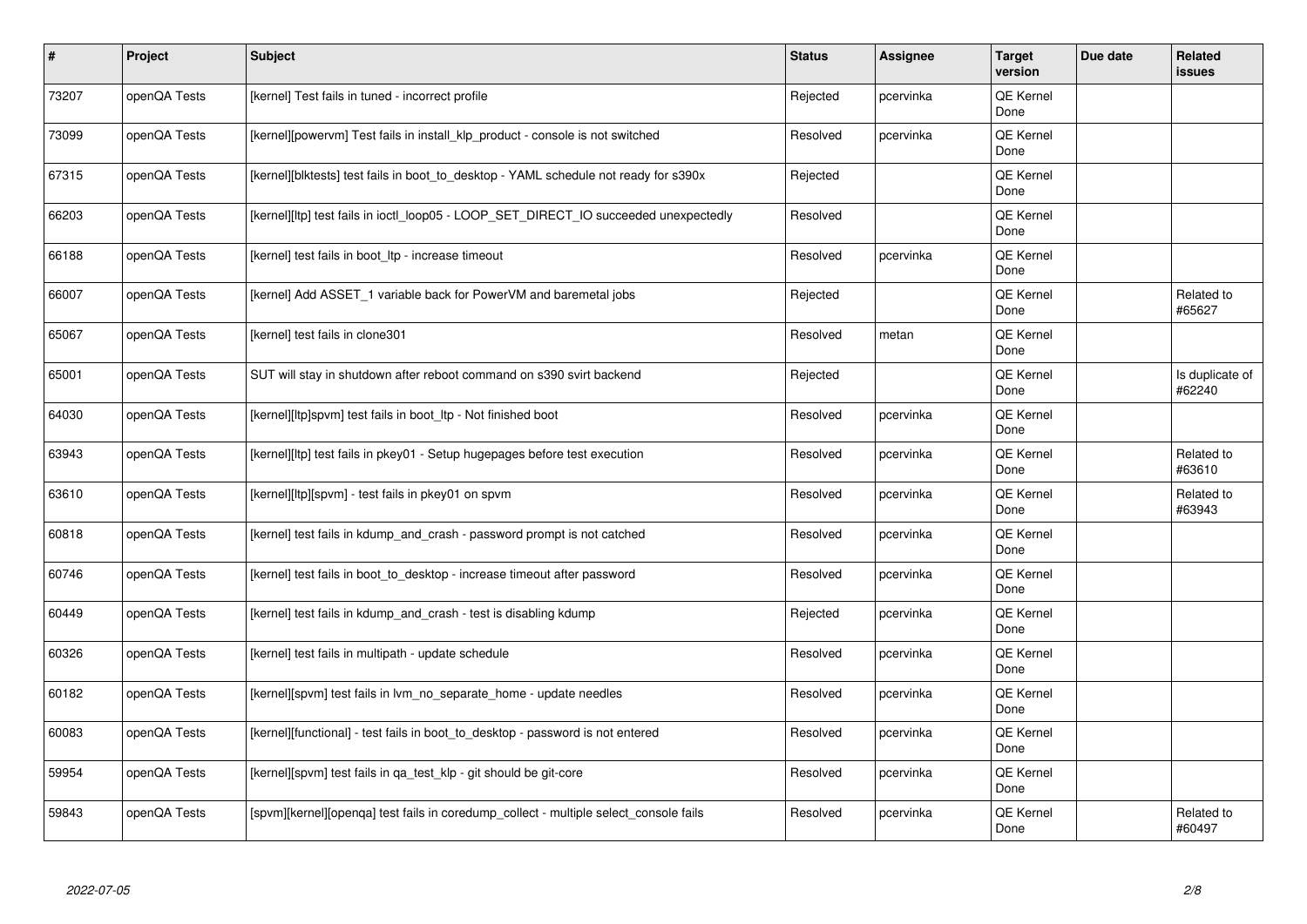| # | Project | Subject | Status | Assignee | Target version | Due date | Related issues |
|---|---|---|---|---|---|---|---|
| 73207 | openQA Tests | [kernel] Test fails in tuned - incorrect profile | Rejected | pcervinka | QE Kernel Done | | |
| 73099 | openQA Tests | [kernel][powervm] Test fails in install_klp_product - console is not switched | Resolved | pcervinka | QE Kernel Done | | |
| 67315 | openQA Tests | [kernel][blktests] test fails in boot_to_desktop - YAML schedule not ready for s390x | Rejected | | QE Kernel Done | | |
| 66203 | openQA Tests | [kernel][ltp] test fails in ioctl_loop05 - LOOP_SET_DIRECT_IO succeeded unexpectedly | Resolved | | QE Kernel Done | | |
| 66188 | openQA Tests | [kernel] test fails in boot_ltp - increase timeout | Resolved | pcervinka | QE Kernel Done | | |
| 66007 | openQA Tests | [kernel] Add ASSET_1 variable back for PowerVM and baremetal jobs | Rejected | | QE Kernel Done | | Related to #65627 |
| 65067 | openQA Tests | [kernel] test fails in clone301 | Resolved | metan | QE Kernel Done | | |
| 65001 | openQA Tests | SUT will stay in shutdown after reboot command on s390 svirt backend | Rejected | | QE Kernel Done | | Is duplicate of #62240 |
| 64030 | openQA Tests | [kernel][ltp]spvm] test fails in boot_ltp - Not finished boot | Resolved | pcervinka | QE Kernel Done | | |
| 63943 | openQA Tests | [kernel][ltp] test fails in pkey01 - Setup hugepages before test execution | Resolved | pcervinka | QE Kernel Done | | Related to #63610 |
| 63610 | openQA Tests | [kernel][ltp][spvm] - test fails in pkey01 on spvm | Resolved | pcervinka | QE Kernel Done | | Related to #63943 |
| 60818 | openQA Tests | [kernel] test fails in kdump_and_crash - password prompt is not catched | Resolved | pcervinka | QE Kernel Done | | |
| 60746 | openQA Tests | [kernel] test fails in boot_to_desktop - increase timeout after password | Resolved | pcervinka | QE Kernel Done | | |
| 60449 | openQA Tests | [kernel] test fails in kdump_and_crash - test is disabling kdump | Rejected | pcervinka | QE Kernel Done | | |
| 60326 | openQA Tests | [kernel] test fails in multipath - update schedule | Resolved | pcervinka | QE Kernel Done | | |
| 60182 | openQA Tests | [kernel][spvm] test fails in lvm_no_separate_home - update needles | Resolved | pcervinka | QE Kernel Done | | |
| 60083 | openQA Tests | [kernel][functional] - test fails in boot_to_desktop - password is not entered | Resolved | pcervinka | QE Kernel Done | | |
| 59954 | openQA Tests | [kernel][spvm] test fails in qa_test_klp - git should be git-core | Resolved | pcervinka | QE Kernel Done | | |
| 59843 | openQA Tests | [spvm][kernel][openqa] test fails in coredump_collect - multiple select_console fails | Resolved | pcervinka | QE Kernel Done | | Related to #60497 |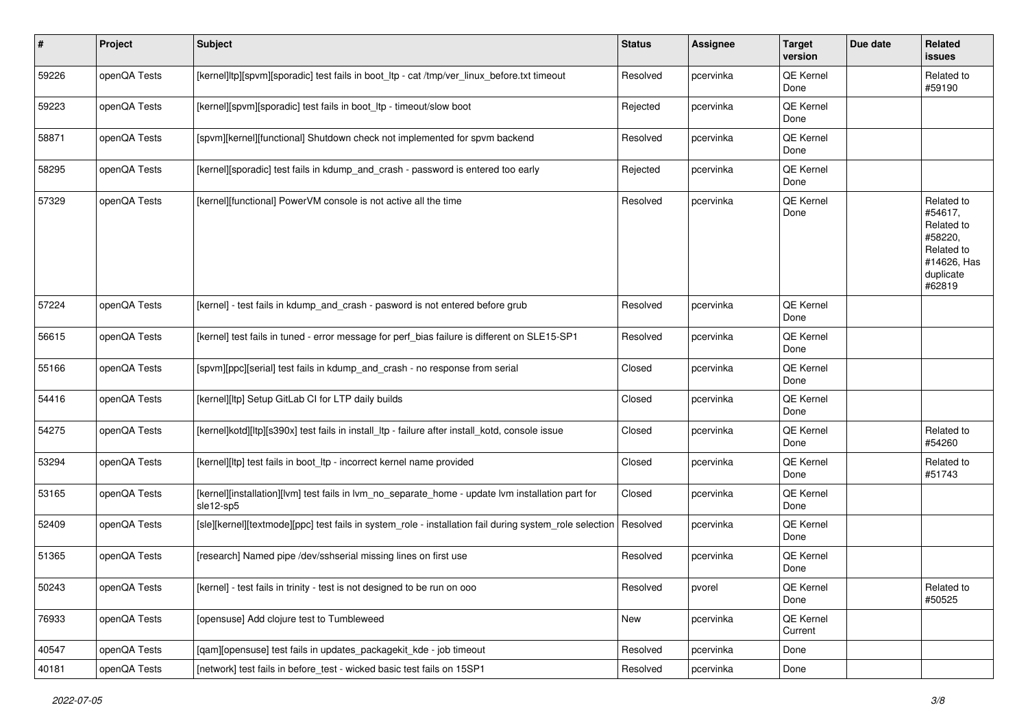| # | Project | Subject | Status | Assignee | Target version | Due date | Related issues |
|---|---|---|---|---|---|---|---|
| 59226 | openQA Tests | [kernel]ltp][spvm][sporadic] test fails in boot_ltp - cat /tmp/ver_linux_before.txt timeout | Resolved | pcervinka | QE Kernel Done | | Related to #59190 |
| 59223 | openQA Tests | [kernel][spvm][sporadic] test fails in boot_ltp - timeout/slow boot | Rejected | pcervinka | QE Kernel Done | | |
| 58871 | openQA Tests | [spvm][kernel][functional] Shutdown check not implemented for spvm backend | Resolved | pcervinka | QE Kernel Done | | |
| 58295 | openQA Tests | [kernel][sporadic] test fails in kdump_and_crash - password is entered too early | Rejected | pcervinka | QE Kernel Done | | |
| 57329 | openQA Tests | [kernel][functional] PowerVM console is not active all the time | Resolved | pcervinka | QE Kernel Done | | Related to #54617, Related to #58220, Related to #14626, Has duplicate #62819 |
| 57224 | openQA Tests | [kernel] - test fails in kdump_and_crash - pasword is not entered before grub | Resolved | pcervinka | QE Kernel Done | | |
| 56615 | openQA Tests | [kernel] test fails in tuned - error message for perf_bias failure is different on SLE15-SP1 | Resolved | pcervinka | QE Kernel Done | | |
| 55166 | openQA Tests | [spvm][ppc][serial] test fails in kdump_and_crash - no response from serial | Closed | pcervinka | QE Kernel Done | | |
| 54416 | openQA Tests | [kernel][ltp] Setup GitLab CI for LTP daily builds | Closed | pcervinka | QE Kernel Done | | |
| 54275 | openQA Tests | [kernel]kotd][ltp][s390x] test fails in install_ltp - failure after install_kotd, console issue | Closed | pcervinka | QE Kernel Done | | Related to #54260 |
| 53294 | openQA Tests | [kernel][ltp] test fails in boot_ltp - incorrect kernel name provided | Closed | pcervinka | QE Kernel Done | | Related to #51743 |
| 53165 | openQA Tests | [kernel][installation][lvm] test fails in lvm_no_separate_home - update lvm installation part for sle12-sp5 | Closed | pcervinka | QE Kernel Done | | |
| 52409 | openQA Tests | [sle][kernel][textmode][ppc] test fails in system_role - installation fail during system_role selection | Resolved | pcervinka | QE Kernel Done | | |
| 51365 | openQA Tests | [research] Named pipe /dev/sshserial missing lines on first use | Resolved | pcervinka | QE Kernel Done | | |
| 50243 | openQA Tests | [kernel] - test fails in trinity - test is not designed to be run on ooo | Resolved | pvorel | QE Kernel Done | | Related to #50525 |
| 76933 | openQA Tests | [opensuse] Add clojure test to Tumbleweed | New | pcervinka | QE Kernel Current | | |
| 40547 | openQA Tests | [qam][opensuse] test fails in updates_packagekit_kde - job timeout | Resolved | pcervinka | Done | | |
| 40181 | openQA Tests | [network] test fails in before_test - wicked basic test fails on 15SP1 | Resolved | pcervinka | Done | | |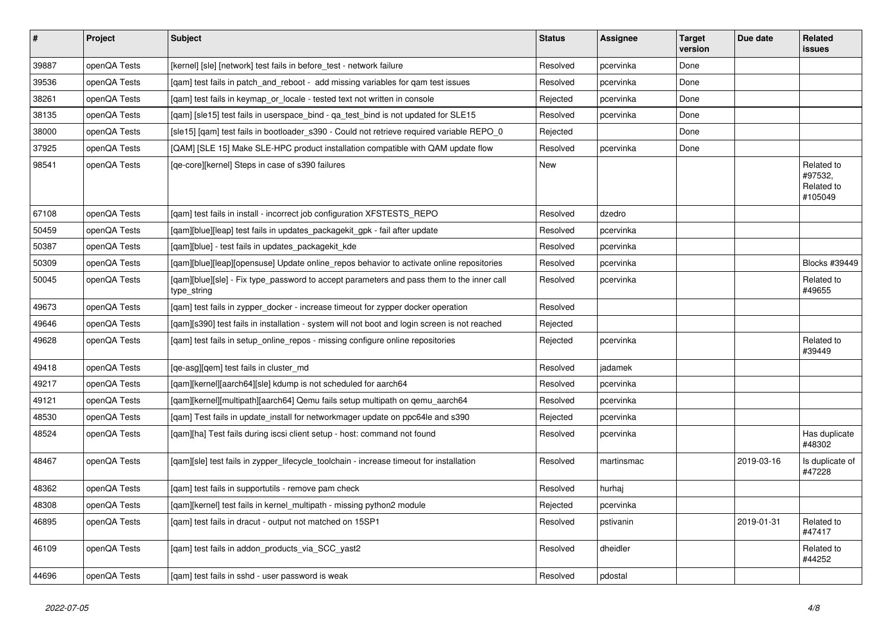| # | Project | Subject | Status | Assignee | Target version | Due date | Related issues |
|---|---|---|---|---|---|---|---|
| 39887 | openQA Tests | [kernel] [sle] [network] test fails in before_test - network failure | Resolved | pcervinka | Done | | |
| 39536 | openQA Tests | [qam] test fails in patch_and_reboot - add missing variables for qam test issues | Resolved | pcervinka | Done | | |
| 38261 | openQA Tests | [qam] test fails in keymap_or_locale - tested text not written in console | Rejected | pcervinka | Done | | |
| 38135 | openQA Tests | [qam] [sle15] test fails in userspace_bind - qa_test_bind is not updated for SLE15 | Resolved | pcervinka | Done | | |
| 38000 | openQA Tests | [sle15] [qam] test fails in bootloader_s390 - Could not retrieve required variable REPO_0 | Rejected | | Done | | |
| 37925 | openQA Tests | [QAM] [SLE 15] Make SLE-HPC product installation compatible with QAM update flow | Resolved | pcervinka | Done | | |
| 98541 | openQA Tests | [qe-core][kernel] Steps in case of s390 failures | New | | | | Related to #97532, Related to #105049 |
| 67108 | openQA Tests | [qam] test fails in install - incorrect job configuration XFSTESTS_REPO | Resolved | dzedro | | | |
| 50459 | openQA Tests | [qam][blue][leap] test fails in updates_packagekit_gpk - fail after update | Resolved | pcervinka | | | |
| 50387 | openQA Tests | [qam][blue] - test fails in updates_packagekit_kde | Resolved | pcervinka | | | |
| 50309 | openQA Tests | [qam][blue][leap][opensuse] Update online_repos behavior to activate online repositories | Resolved | pcervinka | | | Blocks #39449 |
| 50045 | openQA Tests | [qam][blue][sle] - Fix type_password to accept parameters and pass them to the inner call type_string | Resolved | pcervinka | | | Related to #49655 |
| 49673 | openQA Tests | [qam] test fails in zypper_docker - increase timeout for zypper docker operation | Resolved | | | | |
| 49646 | openQA Tests | [qam][s390] test fails in installation - system will not boot and login screen is not reached | Rejected | | | | |
| 49628 | openQA Tests | [qam] test fails in setup_online_repos - missing configure online repositories | Rejected | pcervinka | | | Related to #39449 |
| 49418 | openQA Tests | [qe-asg][qem] test fails in cluster_md | Resolved | jadamek | | | |
| 49217 | openQA Tests | [qam][kernel][aarch64][sle] kdump is not scheduled for aarch64 | Resolved | pcervinka | | | |
| 49121 | openQA Tests | [qam][kernel][multipath][aarch64] Qemu fails setup multipath on qemu_aarch64 | Resolved | pcervinka | | | |
| 48530 | openQA Tests | [qam] Test fails in update_install for networkmager update on ppc64le and s390 | Rejected | pcervinka | | | |
| 48524 | openQA Tests | [qam][ha] Test fails during iscsi client setup - host: command not found | Resolved | pcervinka | | | Has duplicate #48302 |
| 48467 | openQA Tests | [qam][sle] test fails in zypper_lifecycle_toolchain - increase timeout for installation | Resolved | martinsmac | | 2019-03-16 | Is duplicate of #47228 |
| 48362 | openQA Tests | [qam] test fails in supportutils - remove pam check | Resolved | hurhaj | | | |
| 48308 | openQA Tests | [qam][kernel] test fails in kernel_multipath - missing python2 module | Rejected | pcervinka | | | |
| 46895 | openQA Tests | [qam] test fails in dracut - output not matched on 15SP1 | Resolved | pstivanin | | 2019-01-31 | Related to #47417 |
| 46109 | openQA Tests | [qam] test fails in addon_products_via_SCC_yast2 | Resolved | dheidler | | | Related to #44252 |
| 44696 | openQA Tests | [qam] test fails in sshd - user password is weak | Resolved | pdostal | | | |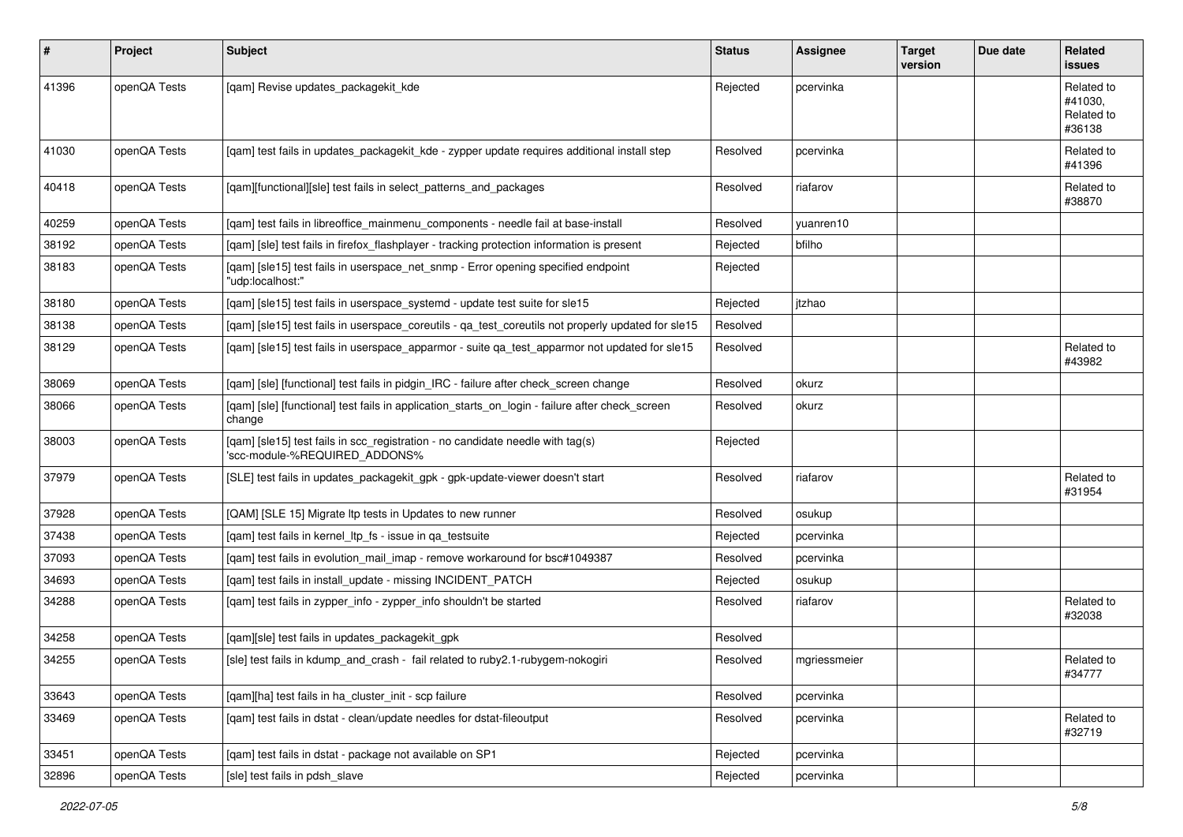| # | Project | Subject | Status | Assignee | Target version | Due date | Related issues |
|---|---|---|---|---|---|---|---|
| 41396 | openQA Tests | [qam] Revise updates_packagekit_kde | Rejected | pcervinka | | | Related to #41030, Related to #36138 |
| 41030 | openQA Tests | [qam] test fails in updates_packagekit_kde - zypper update requires additional install step | Resolved | pcervinka | | | Related to #41396 |
| 40418 | openQA Tests | [qam][functional][sle] test fails in select_patterns_and_packages | Resolved | riafarov | | | Related to #38870 |
| 40259 | openQA Tests | [qam] test fails in libreoffice_mainmenu_components - needle fail at base-install | Resolved | yuanren10 | | | |
| 38192 | openQA Tests | [qam] [sle] test fails in firefox_flashplayer - tracking protection information is present | Rejected | bfilho | | | |
| 38183 | openQA Tests | [qam] [sle15] test fails in userspace_net_snmp - Error opening specified endpoint "udp:localhost:" | Rejected | | | | |
| 38180 | openQA Tests | [qam] [sle15] test fails in userspace_systemd - update test suite for sle15 | Rejected | jtzhao | | | |
| 38138 | openQA Tests | [qam] [sle15] test fails in userspace_coreutils - qa_test_coreutils not properly updated for sle15 | Resolved | | | | |
| 38129 | openQA Tests | [qam] [sle15] test fails in userspace_apparmor - suite qa_test_apparmor not updated for sle15 | Resolved | | | | Related to #43982 |
| 38069 | openQA Tests | [qam] [sle] [functional] test fails in pidgin_IRC - failure after check_screen change | Resolved | okurz | | | |
| 38066 | openQA Tests | [qam] [sle] [functional] test fails in application_starts_on_login - failure after check_screen change | Resolved | okurz | | | |
| 38003 | openQA Tests | [qam] [sle15] test fails in scc_registration - no candidate needle with tag(s) 'scc-module-%REQUIRED_ADDONS% | Rejected | | | | |
| 37979 | openQA Tests | [SLE] test fails in updates_packagekit_gpk - gpk-update-viewer doesn't start | Resolved | riafarov | | | Related to #31954 |
| 37928 | openQA Tests | [QAM] [SLE 15] Migrate ltp tests in Updates to new runner | Resolved | osukup | | | |
| 37438 | openQA Tests | [qam] test fails in kernel_ltp_fs - issue in qa_testsuite | Rejected | pcervinka | | | |
| 37093 | openQA Tests | [qam] test fails in evolution_mail_imap - remove workaround for bsc#1049387 | Resolved | pcervinka | | | |
| 34693 | openQA Tests | [qam] test fails in install_update - missing INCIDENT_PATCH | Rejected | osukup | | | |
| 34288 | openQA Tests | [qam] test fails in zypper_info - zypper_info shouldn't be started | Resolved | riafarov | | | Related to #32038 |
| 34258 | openQA Tests | [qam][sle] test fails in updates_packagekit_gpk | Resolved | | | | |
| 34255 | openQA Tests | [sle] test fails in kdump_and_crash - fail related to ruby2.1-rubygem-nokogiri | Resolved | mgriessmeier | | | Related to #34777 |
| 33643 | openQA Tests | [qam][ha] test fails in ha_cluster_init - scp failure | Resolved | pcervinka | | | |
| 33469 | openQA Tests | [qam] test fails in dstat - clean/update needles for dstat-fileoutput | Resolved | pcervinka | | | Related to #32719 |
| 33451 | openQA Tests | [qam] test fails in dstat - package not available on SP1 | Rejected | pcervinka | | | |
| 32896 | openQA Tests | [sle] test fails in pdsh_slave | Rejected | pcervinka | | | |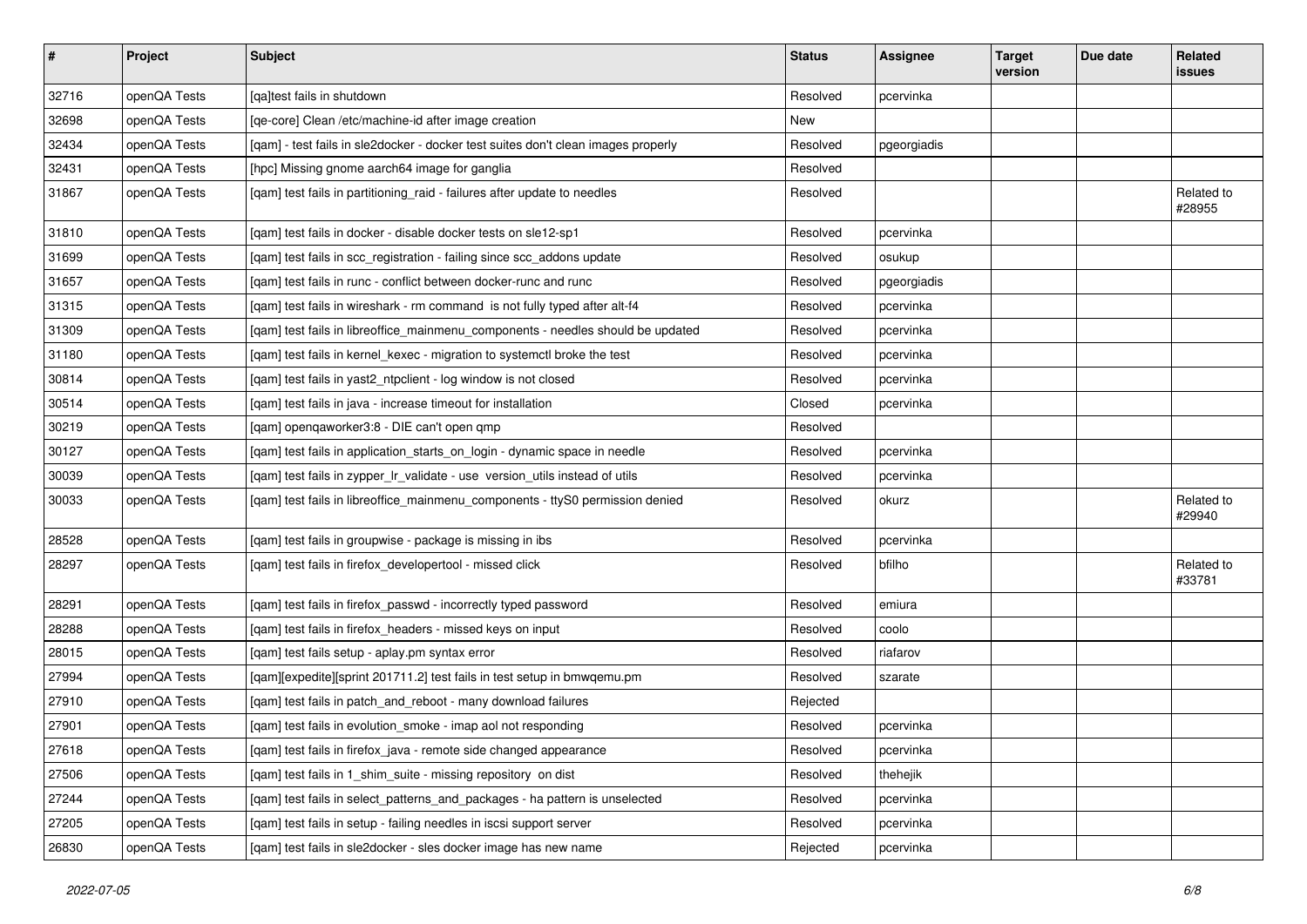| # | Project | Subject | Status | Assignee | Target version | Due date | Related issues |
|---|---|---|---|---|---|---|---|
| 32716 | openQA Tests | [qa]test fails in shutdown | Resolved | pcervinka | | | |
| 32698 | openQA Tests | [qe-core] Clean /etc/machine-id after image creation | New | | | | |
| 32434 | openQA Tests | [qam] - test fails in sle2docker - docker test suites don't clean images properly | Resolved | pgeorgiadis | | | |
| 32431 | openQA Tests | [hpc] Missing gnome aarch64 image for ganglia | Resolved | | | | |
| 31867 | openQA Tests | [qam] test fails in partitioning_raid - failures after update to needles | Resolved | | | | Related to #28955 |
| 31810 | openQA Tests | [qam] test fails in docker - disable docker tests on sle12-sp1 | Resolved | pcervinka | | | |
| 31699 | openQA Tests | [qam] test fails in scc_registration - failing since scc_addons update | Resolved | osukup | | | |
| 31657 | openQA Tests | [qam] test fails in runc - conflict between docker-runc and runc | Resolved | pgeorgiadis | | | |
| 31315 | openQA Tests | [qam] test fails in wireshark - rm command is not fully typed after alt-f4 | Resolved | pcervinka | | | |
| 31309 | openQA Tests | [qam] test fails in libreoffice_mainmenu_components - needles should be updated | Resolved | pcervinka | | | |
| 31180 | openQA Tests | [qam] test fails in kernel_kexec - migration to systemctl broke the test | Resolved | pcervinka | | | |
| 30814 | openQA Tests | [qam] test fails in yast2_ntpclient - log window is not closed | Resolved | pcervinka | | | |
| 30514 | openQA Tests | [qam] test fails in java - increase timeout for installation | Closed | pcervinka | | | |
| 30219 | openQA Tests | [qam] openqaworker3:8 - DIE can't open qmp | Resolved | | | | |
| 30127 | openQA Tests | [qam] test fails in application_starts_on_login - dynamic space in needle | Resolved | pcervinka | | | |
| 30039 | openQA Tests | [qam] test fails in zypper_lr_validate - use version_utils instead of utils | Resolved | pcervinka | | | |
| 30033 | openQA Tests | [qam] test fails in libreoffice_mainmenu_components - ttyS0 permission denied | Resolved | okurz | | | Related to #29940 |
| 28528 | openQA Tests | [qam] test fails in groupwise - package is missing in ibs | Resolved | pcervinka | | | |
| 28297 | openQA Tests | [qam] test fails in firefox_developertool - missed click | Resolved | bfilho | | | Related to #33781 |
| 28291 | openQA Tests | [qam] test fails in firefox_passwd - incorrectly typed password | Resolved | emiura | | | |
| 28288 | openQA Tests | [qam] test fails in firefox_headers - missed keys on input | Resolved | coolo | | | |
| 28015 | openQA Tests | [qam] test fails setup - aplay.pm syntax error | Resolved | riafarov | | | |
| 27994 | openQA Tests | [qam][expedite][sprint 201711.2] test fails in test setup in bmwqemu.pm | Resolved | szarate | | | |
| 27910 | openQA Tests | [qam] test fails in patch_and_reboot - many download failures | Rejected | | | | |
| 27901 | openQA Tests | [qam] test fails in evolution_smoke - imap aol not responding | Resolved | pcervinka | | | |
| 27618 | openQA Tests | [qam] test fails in firefox_java - remote side changed appearance | Resolved | pcervinka | | | |
| 27506 | openQA Tests | [qam] test fails in 1_shim_suite - missing repository on dist | Resolved | thehejik | | | |
| 27244 | openQA Tests | [qam] test fails in select_patterns_and_packages - ha pattern is unselected | Resolved | pcervinka | | | |
| 27205 | openQA Tests | [qam] test fails in setup - failing needles in iscsi support server | Resolved | pcervinka | | | |
| 26830 | openQA Tests | [qam] test fails in sle2docker - sles docker image has new name | Rejected | pcervinka | | | |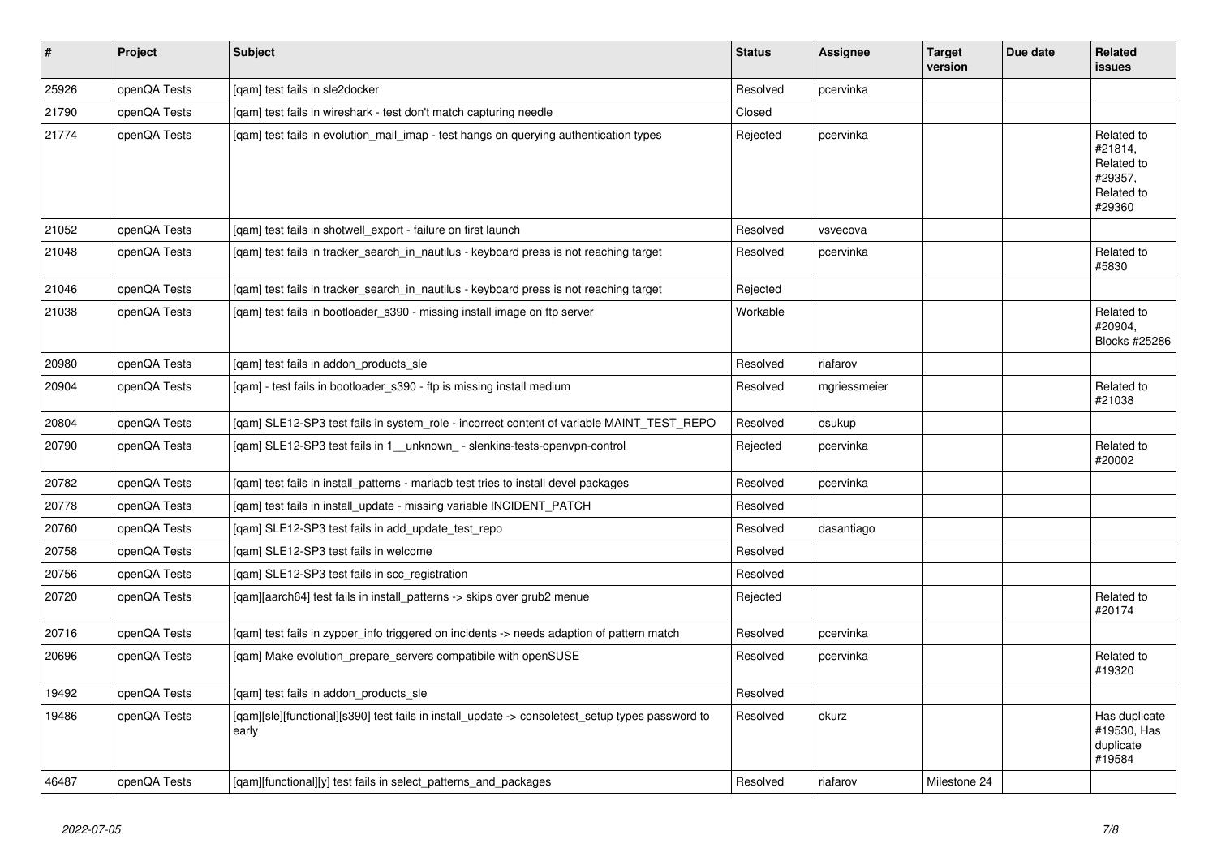| # | Project | Subject | Status | Assignee | Target version | Due date | Related issues |
|---|---|---|---|---|---|---|---|
| 25926 | openQA Tests | [qam] test fails in sle2docker | Resolved | pcervinka | | | |
| 21790 | openQA Tests | [qam] test fails in wireshark - test don't match capturing needle | Closed | | | | |
| 21774 | openQA Tests | [qam] test fails in evolution_mail_imap - test hangs on querying authentication types | Rejected | pcervinka | | | Related to #21814, Related to #29357, Related to #29360 |
| 21052 | openQA Tests | [qam] test fails in shotwell_export - failure on first launch | Resolved | vsvecova | | | |
| 21048 | openQA Tests | [qam] test fails in tracker_search_in_nautilus - keyboard press is not reaching target | Resolved | pcervinka | | | Related to #5830 |
| 21046 | openQA Tests | [qam] test fails in tracker_search_in_nautilus - keyboard press is not reaching target | Rejected | | | | |
| 21038 | openQA Tests | [qam] test fails in bootloader_s390 - missing install image on ftp server | Workable | | | | Related to #20904, Blocks #25286 |
| 20980 | openQA Tests | [qam] test fails in addon_products_sle | Resolved | riafarov | | | |
| 20904 | openQA Tests | [qam] - test fails in bootloader_s390 - ftp is missing install medium | Resolved | mgriessmeier | | | Related to #21038 |
| 20804 | openQA Tests | [qam] SLE12-SP3 test fails in system_role - incorrect content of variable MAINT_TEST_REPO | Resolved | osukup | | | |
| 20790 | openQA Tests | [qam] SLE12-SP3 test fails in 1__unknown_ - slenkins-tests-openvpn-control | Rejected | pcervinka | | | Related to #20002 |
| 20782 | openQA Tests | [qam] test fails in install_patterns - mariadb test tries to install devel packages | Resolved | pcervinka | | | |
| 20778 | openQA Tests | [qam] test fails in install_update - missing variable INCIDENT_PATCH | Resolved | | | | |
| 20760 | openQA Tests | [qam] SLE12-SP3 test fails in add_update_test_repo | Resolved | dasantiago | | | |
| 20758 | openQA Tests | [qam] SLE12-SP3 test fails in welcome | Resolved | | | | |
| 20756 | openQA Tests | [qam] SLE12-SP3 test fails in scc_registration | Resolved | | | | |
| 20720 | openQA Tests | [qam][aarch64] test fails in install_patterns -> skips over grub2 menue | Rejected | | | | Related to #20174 |
| 20716 | openQA Tests | [qam] test fails in zypper_info triggered on incidents -> needs adaption of pattern match | Resolved | pcervinka | | | |
| 20696 | openQA Tests | [qam] Make evolution_prepare_servers compatibile with openSUSE | Resolved | pcervinka | | | Related to #19320 |
| 19492 | openQA Tests | [qam] test fails in addon_products_sle | Resolved | | | | |
| 19486 | openQA Tests | [qam][sle][functional][s390] test fails in install_update -> consoletest_setup types password to early | Resolved | okurz | | | Has duplicate #19530, Has duplicate #19584 |
| 46487 | openQA Tests | [qam][functional][y] test fails in select_patterns_and_packages | Resolved | riafarov | Milestone 24 | | |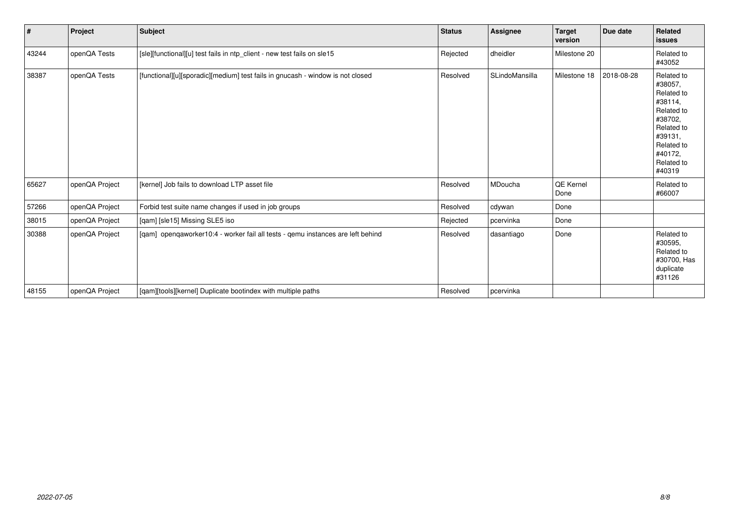| # | Project | Subject | Status | Assignee | Target version | Due date | Related issues |
|---|---|---|---|---|---|---|---|
| 43244 | openQA Tests | [sle][functional][u] test fails in ntp_client - new test fails on sle15 | Rejected | dheidler | Milestone 20 | | Related to #43052 |
| 38387 | openQA Tests | [functional][u][sporadic][medium] test fails in gnucash - window is not closed | Resolved | SLindoMansilla | Milestone 18 | 2018-08-28 | Related to #38057, Related to #38114, Related to #38702, Related to #39131, Related to #40172, Related to #40319 |
| 65627 | openQA Project | [kernel] Job fails to download LTP asset file | Resolved | MDoucha | QE Kernel Done | | Related to #66007 |
| 57266 | openQA Project | Forbid test suite name changes if used in job groups | Resolved | cdywan | Done | | |
| 38015 | openQA Project | [qam] [sle15] Missing SLE5 iso | Rejected | pcervinka | Done | | |
| 30388 | openQA Project | [qam] openqaworker10:4 - worker fail all tests - qemu instances are left behind | Resolved | dasantiago | Done | | Related to #30595, Related to #30700, Has duplicate #31126 |
| 48155 | openQA Project | [qam][tools][kernel] Duplicate bootindex with multiple paths | Resolved | pcervinka | | | |

*2022-07-05*